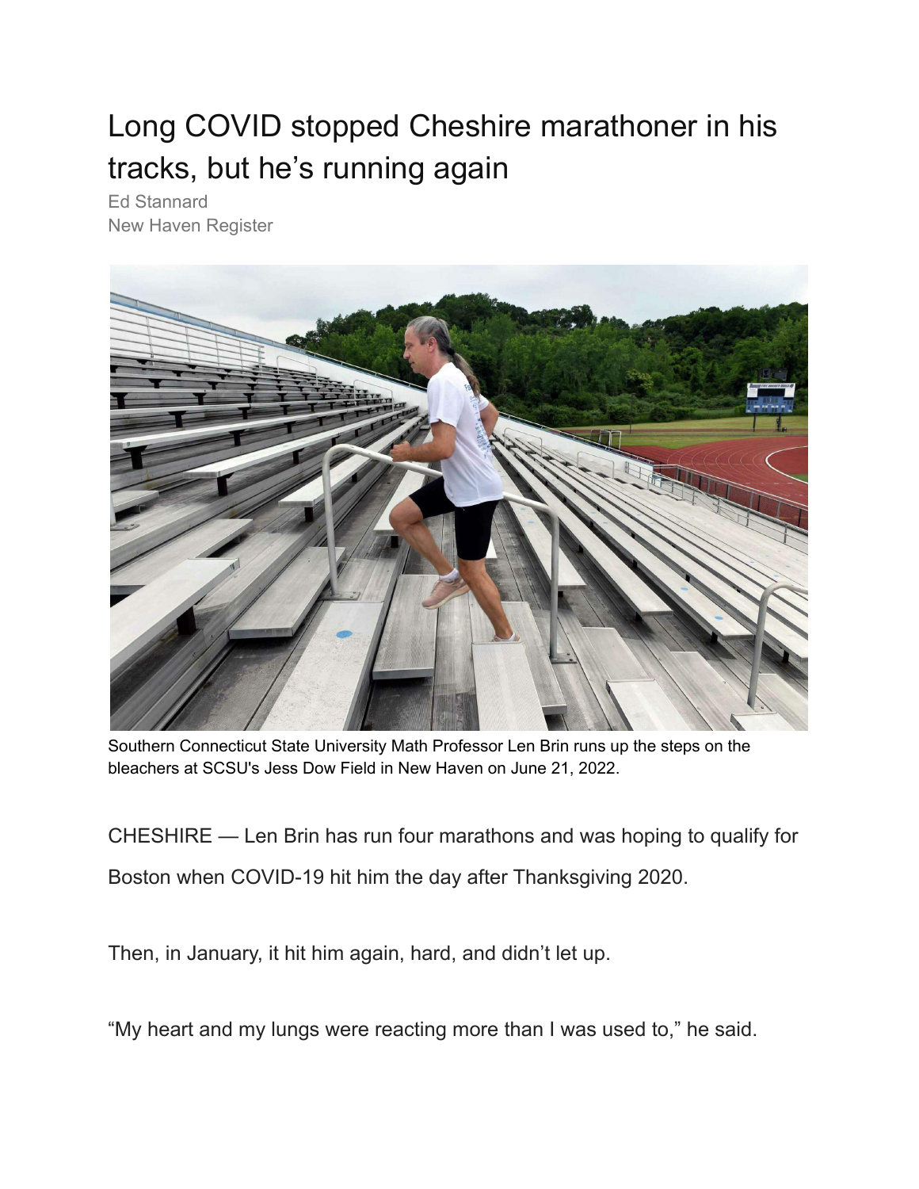# Long COVID stopped Cheshire marathoner in his tracks, but he's running again

Ed Stannard
New Haven Register

Southern Connecticut State University Math Professor Len Brin runs up the steps on the bleachers at SCSU's Jess Dow Field in New Haven on June 21, 2022.

CHESHIRE — Len Brin has run four marathons and was hoping to qualify for Boston when COVID-19 hit him the day after Thanksgiving 2020.

Then, in January, it hit him again, hard, and didn't let up.

"My heart and my lungs were reacting more than I was used to," he said.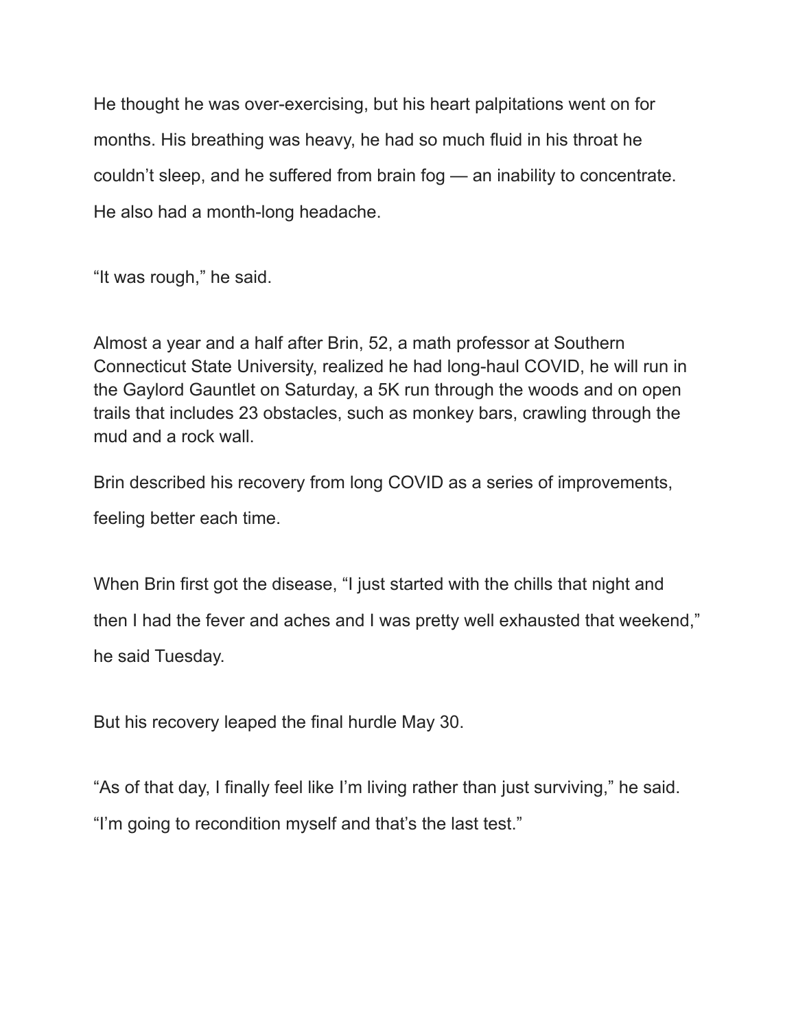He thought he was over-exercising, but his heart palpitations went on for months. His breathing was heavy, he had so much fluid in his throat he couldn't sleep, and he suffered from brain fog — an inability to concentrate. He also had a month-long headache.

"It was rough," he said.

Almost a year and a half after Brin, 52, a math professor at Southern Connecticut State University, realized he had long-haul COVID, he will run in the Gaylord Gauntlet on Saturday, a 5K run through the woods and on open trails that includes 23 obstacles, such as monkey bars, crawling through the mud and a rock wall.

Brin described his recovery from long COVID as a series of improvements, feeling better each time.

When Brin first got the disease, "I just started with the chills that night and then I had the fever and aches and I was pretty well exhausted that weekend," he said Tuesday.

But his recovery leaped the final hurdle May 30.

"As of that day, I finally feel like I'm living rather than just surviving," he said. "I'm going to recondition myself and that's the last test."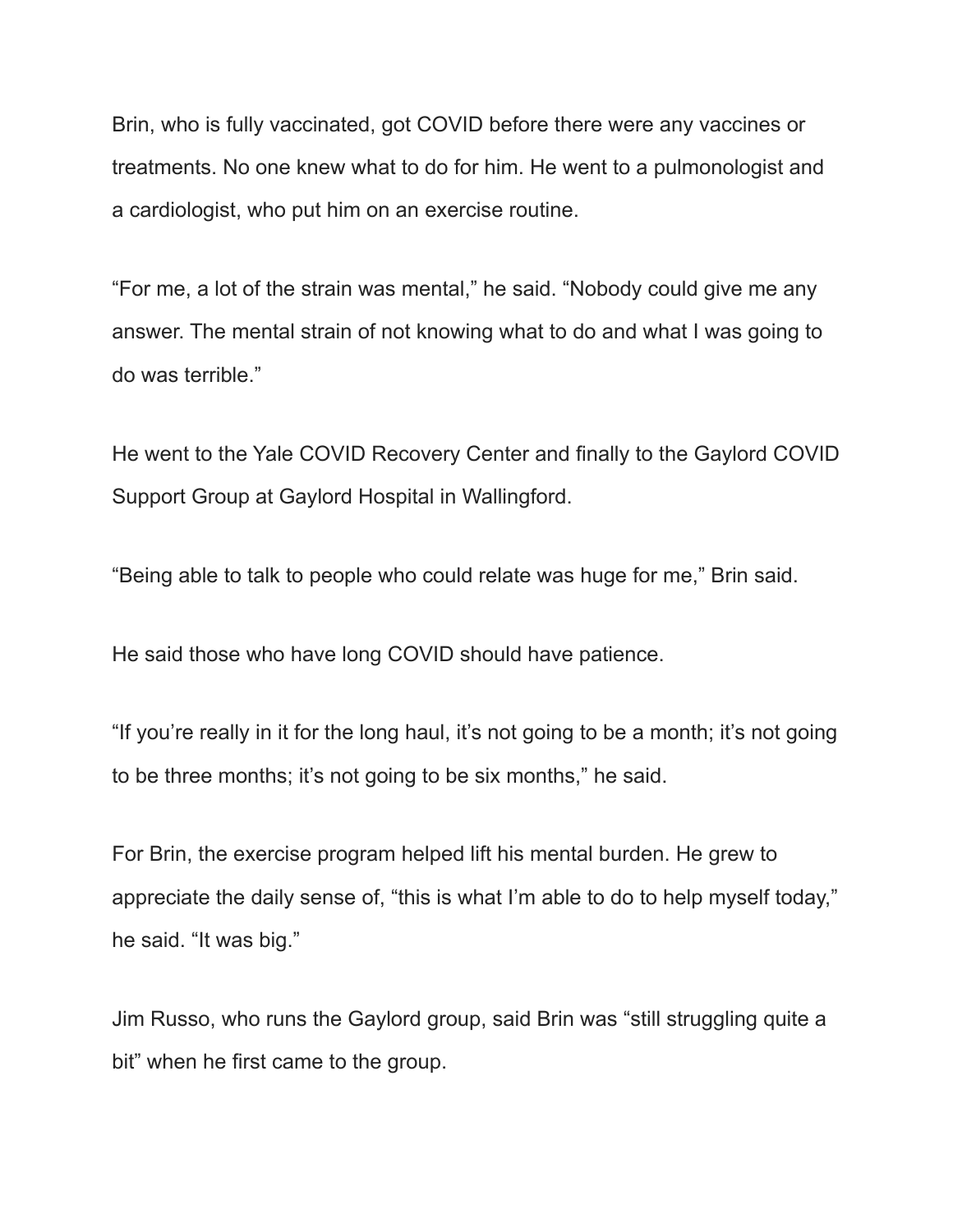Brin, who is fully vaccinated, got COVID before there were any vaccines or treatments. No one knew what to do for him. He went to a pulmonologist and a cardiologist, who put him on an exercise routine.

“For me, a lot of the strain was mental,” he said. “Nobody could give me any answer. The mental strain of not knowing what to do and what I was going to do was terrible.”

He went to the Yale COVID Recovery Center and finally to the Gaylord COVID Support Group at Gaylord Hospital in Wallingford.

“Being able to talk to people who could relate was huge for me,” Brin said.

He said those who have long COVID should have patience.

“If you’re really in it for the long haul, it’s not going to be a month; it’s not going to be three months; it’s not going to be six months,” he said.

For Brin, the exercise program helped lift his mental burden. He grew to appreciate the daily sense of, “this is what I’m able to do to help myself today,” he said. “It was big.”

Jim Russo, who runs the Gaylord group, said Brin was “still struggling quite a bit” when he first came to the group.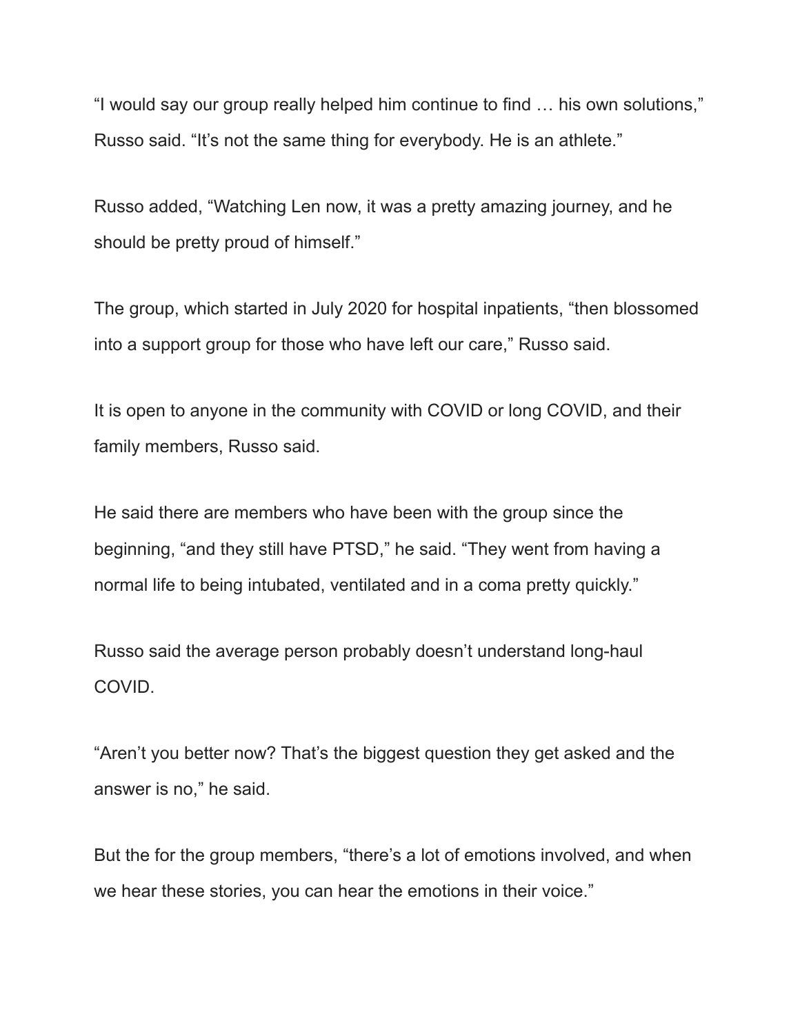“I would say our group really helped him continue to find … his own solutions,” Russo said. “It’s not the same thing for everybody. He is an athlete.”

Russo added, “Watching Len now, it was a pretty amazing journey, and he should be pretty proud of himself.”

The group, which started in July 2020 for hospital inpatients, “then blossomed into a support group for those who have left our care,” Russo said.

It is open to anyone in the community with COVID or long COVID, and their family members, Russo said.

He said there are members who have been with the group since the beginning, “and they still have PTSD,” he said. “They went from having a normal life to being intubated, ventilated and in a coma pretty quickly.”

Russo said the average person probably doesn’t understand long-haul COVID.

“Aren’t you better now? That’s the biggest question they get asked and the answer is no,” he said.

But the for the group members, “there’s a lot of emotions involved, and when we hear these stories, you can hear the emotions in their voice.”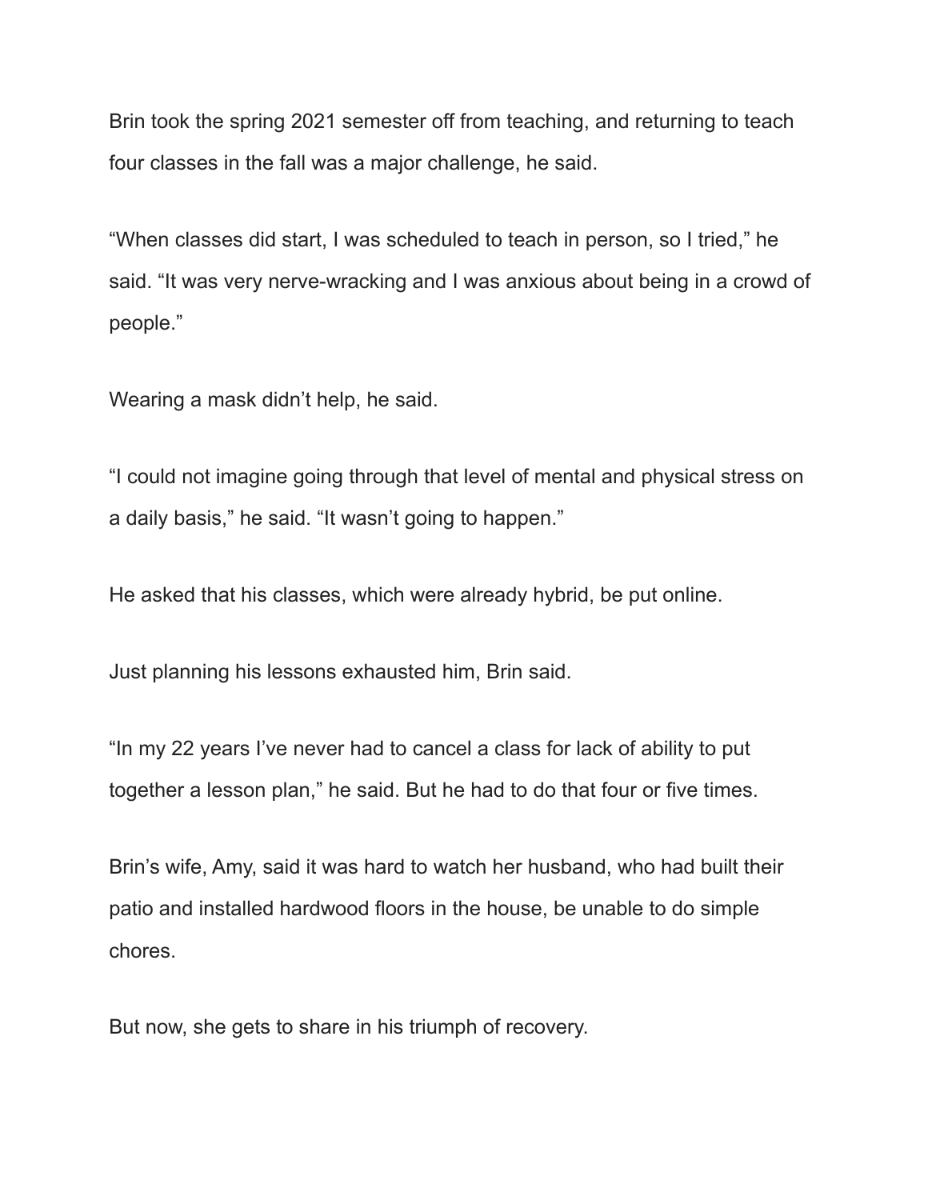Brin took the spring 2021 semester off from teaching, and returning to teach four classes in the fall was a major challenge, he said.

“When classes did start, I was scheduled to teach in person, so I tried,” he said. “It was very nerve-wracking and I was anxious about being in a crowd of people.”

Wearing a mask didn’t help, he said.

“I could not imagine going through that level of mental and physical stress on a daily basis,” he said. “It wasn’t going to happen.”

He asked that his classes, which were already hybrid, be put online.

Just planning his lessons exhausted him, Brin said.

“In my 22 years I’ve never had to cancel a class for lack of ability to put together a lesson plan,” he said. But he had to do that four or five times.

Brin’s wife, Amy, said it was hard to watch her husband, who had built their patio and installed hardwood floors in the house, be unable to do simple chores.

But now, she gets to share in his triumph of recovery.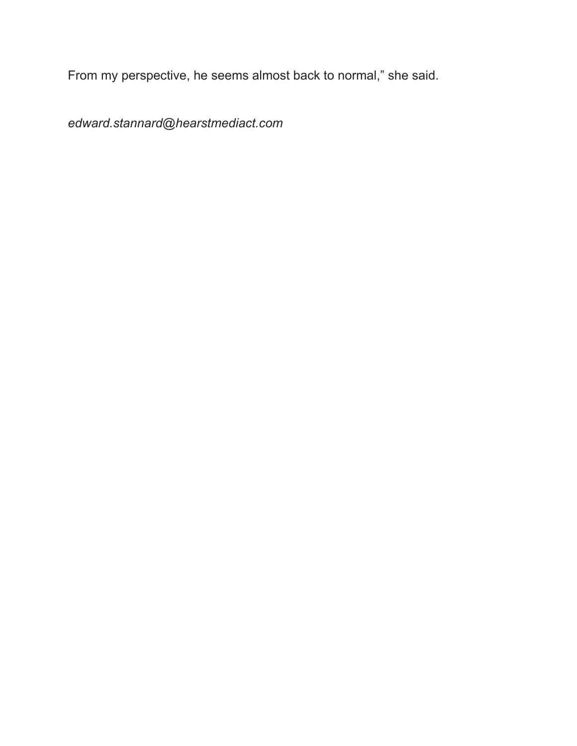From my perspective, he seems almost back to normal," she said.

*edward.stannard@hearstmediact.com*